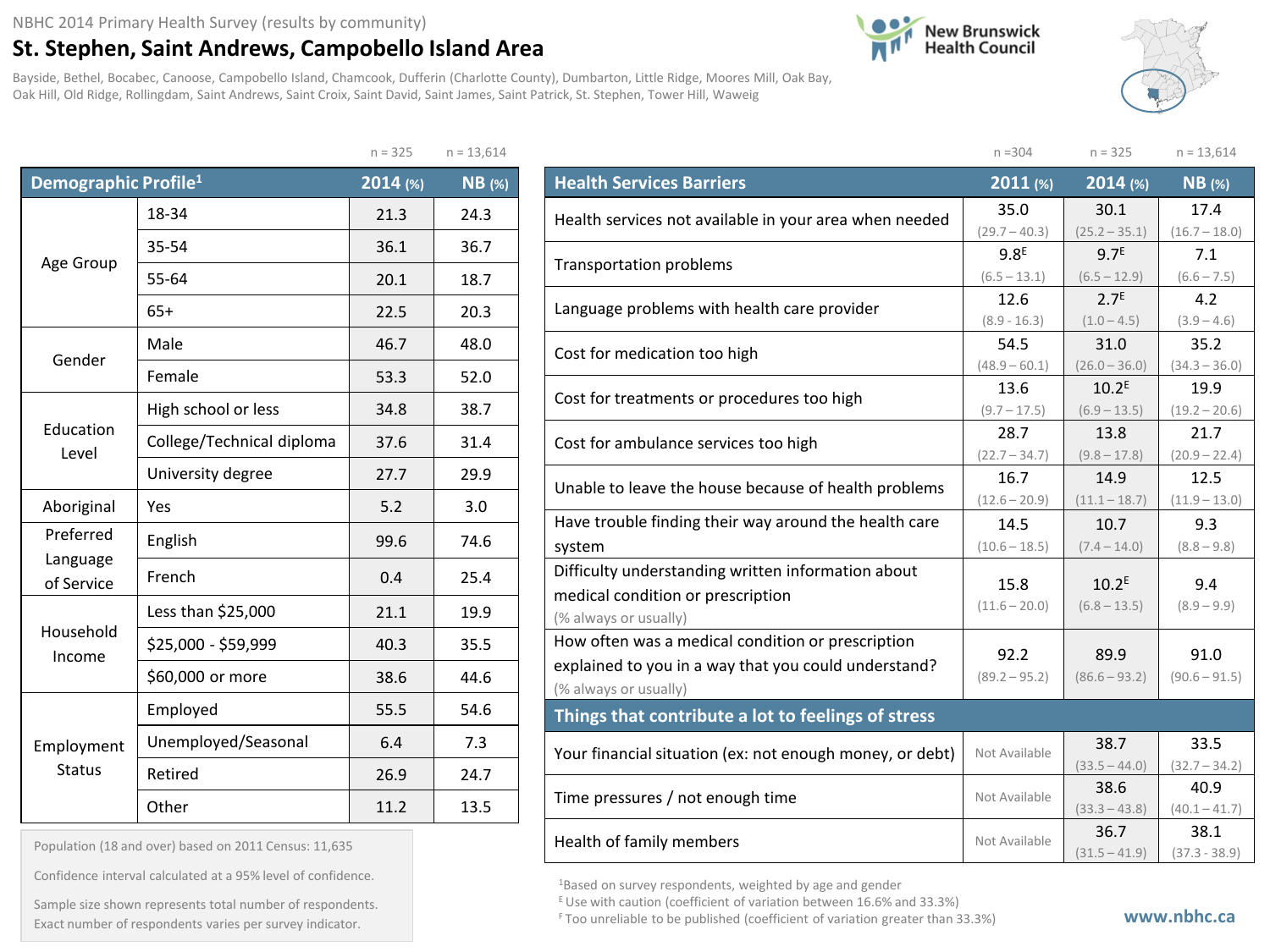NBHC 2014 Primary Health Survey (results by community)

# St. Stephen, Saint Andrews, Campobello Island Area

Bayside, Bethel, Bocabec, Canoose, Campobello Island, Chamcook, Dufferin (Charlotte County), Dumbarton, Little Ridge, Moores Mill, Oak Bay, Oak Hill, Old Ridge, Rollingdam, Saint Andrews, Saint Croix, Saint David, Saint James, Saint Patrick, St. Stephen, Tower Hill, Waweig

New Brunswick Health Council

| Demographic Profile[1] | | 2014 (%) n = 325 | NB (%) n = 13,614 |
|---|---|---|---|
| Age Group | 18-34 | 21.3 | 24.3 |
| | 35-54 | 36.1 | 36.7 |
| | 55-64 | 20.1 | 18.7 |
| | 65+ | 22.5 | 20.3 |
| Gender | Male | 46.7 | 48.0 |
| | Female | 53.3 | 52.0 |
| Education Level | High school or less | 34.8 | 38.7 |
| | College/Technical diploma | 37.6 | 31.4 |
| | University degree | 27.7 | 29.9 |
| Aboriginal | Yes | 5.2 | 3.0 |
| Preferred Language of Service | English | 99.6 | 74.6 |
| | French | 0.4 | 25.4 |
| Household Income | Less than $25,000 | 21.1 | 19.9 |
| | $25,000 - $59,999 | 40.3 | 35.5 |
| | $60,000 or more | 38.6 | 44.6 |
| Employment Status | Employed | 55.5 | 54.6 |
| | Unemployed/Seasonal | 6.4 | 7.3 |
| | Retired | 26.9 | 24.7 |
| | Other | 11.2 | 13.5 |

Population (18 and over) based on 2011 Census: 11,635

Confidence interval calculated at a 95% level of confidence.

Sample size shown represents total number of respondents. Exact number of respondents varies per survey indicator.

| Health Services Barriers | 2011 (%) n =304 | 2014 (%) n = 325 | NB (%) n = 13,614 |
|---|---|---|---|
| Health services not available in your area when needed | 35.0 (29.7 – 40.3) | 30.1 (25.2 – 35.1) | 17.4 (16.7 – 18.0) |
| Transportation problems | 9.8[E] (6.5 – 13.1) | 9.7[E] (6.5 – 12.9) | 7.1 (6.6 – 7.5) |
| Language problems with health care provider | 12.6 (8.9 - 16.3) | 2.7[E] (1.0 – 4.5) | 4.2 (3.9 – 4.6) |
| Cost for medication too high | 54.5 (48.9 – 60.1) | 31.0 (26.0 – 36.0) | 35.2 (34.3 – 36.0) |
| Cost for treatments or procedures too high | 13.6 (9.7 – 17.5) | 10.2[E] (6.9 – 13.5) | 19.9 (19.2 – 20.6) |
| Cost for ambulance services too high | 28.7 (22.7 – 34.7) | 13.8 (9.8 – 17.8) | 21.7 (20.9 – 22.4) |
| Unable to leave the house because of health problems | 16.7 (12.6 – 20.9) | 14.9 (11.1 – 18.7) | 12.5 (11.9 – 13.0) |
| Have trouble finding their way around the health care system | 14.5 (10.6 – 18.5) | 10.7 (7.4 – 14.0) | 9.3 (8.8 – 9.8) |
| Difficulty understanding written information about medical condition or prescription (% always or usually) | 15.8 (11.6 – 20.0) | 10.2[E] (6.8 – 13.5) | 9.4 (8.9 – 9.9) |
| How often was a medical condition or prescription explained to you in a way that you could understand? (% always or usually) | 92.2 (89.2 – 95.2) | 89.9 (86.6 – 93.2) | 91.0 (90.6 – 91.5) |
| **Things that contribute a lot to feelings of stress** | | | |
| Your financial situation (ex: not enough money, or debt) | Not Available | 38.7 (33.5 – 44.0) | 33.5 (32.7 – 34.2) |
| Time pressures / not enough time | Not Available | 38.6 (33.3 – 43.8) | 40.9 (40.1 – 41.7) |
| Health of family members | Not Available | 36.7 (31.5 – 41.9) | 38.1 (37.3 - 38.9) |

[1]Based on survey respondents, weighted by age and gender

[E] Use with caution (coefficient of variation between 16.6% and 33.3%)

[F] Too unreliable to be published (coefficient of variation greater than 33.3%)

www.nbhc.ca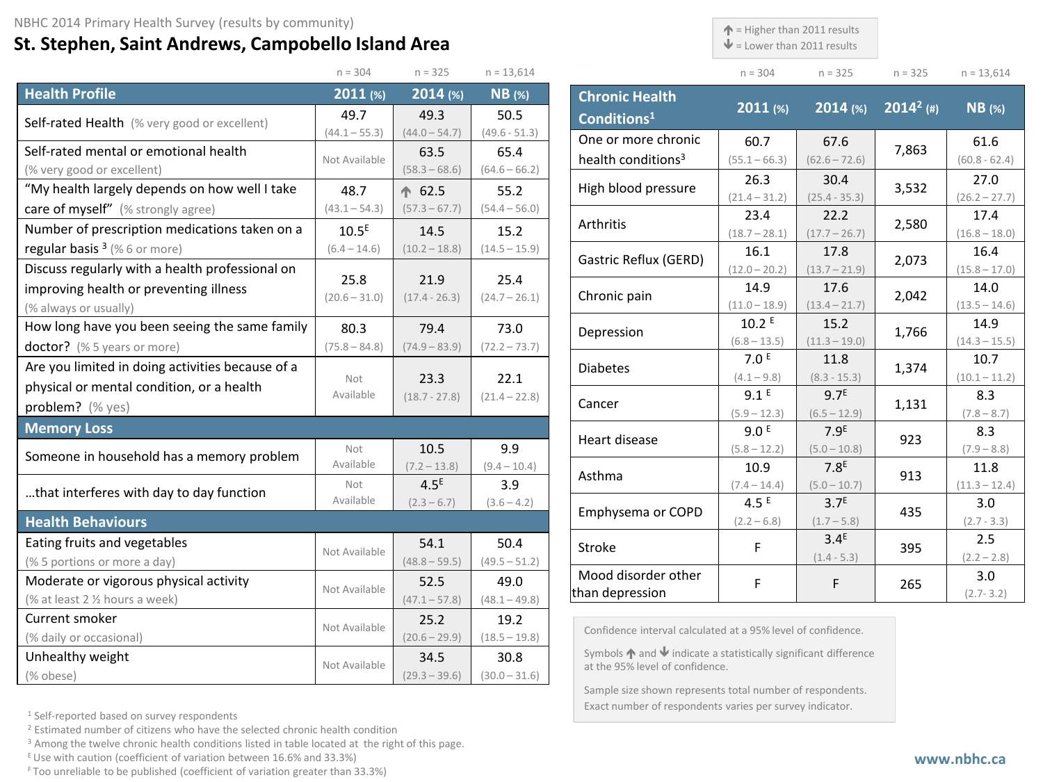NBHC 2014 Primary Health Survey (results by community)

# St. Stephen, Saint Andrews, Campobello Island Area

| Health Profile | 2011 (%) n = 304 | 2014 (%) n = 325 | NB (%) n = 13,614 |
|---|---|---|---|
| Self-rated Health (% very good or excellent) | 49.7 (44.1 – 55.3) | 49.3 (44.0 – 54.7) | 50.5 (49.6 - 51.3) |
| Self-rated mental or emotional health (% very good or excellent) | Not Available | 63.5 (58.3 – 68.6) | 65.4 (64.6 – 66.2) |
| "My health largely depends on how well I take care of myself" (% strongly agree) | 48.7 (43.1 – 54.3) | ↑ 62.5 (57.3 – 67.7) | 55.2 (54.4 – 56.0) |
| Number of prescription medications taken on a regular basis [3] (% 6 or more) | 10.5[E] (6.4 – 14.6) | 14.5 (10.2 – 18.8) | 15.2 (14.5 – 15.9) |
| Discuss regularly with a health professional on improving health or preventing illness (% always or usually) | 25.8 (20.6 – 31.0) | 21.9 (17.4 - 26.3) | 25.4 (24.7 – 26.1) |
| How long have you been seeing the same family doctor? (% 5 years or more) | 80.3 (75.8 – 84.8) | 79.4 (74.9 – 83.9) | 73.0 (72.2 – 73.7) |
| Are you limited in doing activities because of a physical or mental condition, or a health problem? (% yes) | Not Available | 23.3 (18.7 - 27.8) | 22.1 (21.4 – 22.8) |
| **Memory Loss** | | | |
| Someone in household has a memory problem | Not Available | 10.5 (7.2 – 13.8) | 9.9 (9.4 – 10.4) |
| ...that interferes with day to day function | Not Available | 4.5[E] (2.3 – 6.7) | 3.9 (3.6 – 4.2) |
| **Health Behaviours** | | | |
| Eating fruits and vegetables (% 5 portions or more a day) | Not Available | 54.1 (48.8 – 59.5) | 50.4 (49.5 – 51.2) |
| Moderate or vigorous physical activity (% at least 2 ½ hours a week) | Not Available | 52.5 (47.1 – 57.8) | 49.0 (48.1 – 49.8) |
| Current smoker (% daily or occasional) | Not Available | 25.2 (20.6 – 29.9) | 19.2 (18.5 – 19.8) |
| Unhealthy weight (% obese) | Not Available | 34.5 (29.3 – 39.6) | 30.8 (30.0 – 31.6) |

↑ = Higher than 2011 results
↓ = Lower than 2011 results

| Chronic Health Conditions[1] | 2011 (%) n = 304 | 2014 (%) n = 325 | 2014[2] (#) n = 325 | NB (%) n = 13,614 |
|---|---|---|---|---|
| One or more chronic health conditions[3] | 60.7 (55.1 – 66.3) | 67.6 (62.6 – 72.6) | 7,863 | 61.6 (60.8 - 62.4) |
| High blood pressure | 26.3 (21.4 – 31.2) | 30.4 (25.4 - 35.3) | 3,532 | 27.0 (26.2 – 27.7) |
| Arthritis | 23.4 (18.7 – 28.1) | 22.2 (17.7 – 26.7) | 2,580 | 17.4 (16.8 – 18.0) |
| Gastric Reflux (GERD) | 16.1 (12.0 – 20.2) | 17.8 (13.7 – 21.9) | 2,073 | 16.4 (15.8 – 17.0) |
| Chronic pain | 14.9 (11.0 – 18.9) | 17.6 (13.4 – 21.7) | 2,042 | 14.0 (13.5 – 14.6) |
| Depression | 10.2[E] (6.8 – 13.5) | 15.2 (11.3 – 19.0) | 1,766 | 14.9 (14.3 – 15.5) |
| Diabetes | 7.0[E] (4.1 – 9.8) | 11.8 (8.3 - 15.3) | 1,374 | 10.7 (10.1 – 11.2) |
| Cancer | 9.1[E] (5.9 – 12.3) | 9.7[E] (6.5 – 12.9) | 1,131 | 8.3 (7.8 – 8.7) |
| Heart disease | 9.0[E] (5.8 – 12.2) | 7.9[E] (5.0 – 10.8) | 923 | 8.3 (7.9 – 8.8) |
| Asthma | 10.9 (7.4 – 14.4) | 7.8[E] (5.0 – 10.7) | 913 | 11.8 (11.3 – 12.4) |
| Emphysema or COPD | 4.5[E] (2.2 – 6.8) | 3.7[E] (1.7 – 5.8) | 435 | 3.0 (2.7 - 3.3) |
| Stroke | F | 3.4[E] (1.4 - 5.3) | 395 | 2.5 (2.2 – 2.8) |
| Mood disorder other than depression | F | F | 265 | 3.0 (2.7- 3.2) |

Confidence interval calculated at a 95% level of confidence.

Symbols ↑ and ↓ indicate a statistically significant difference at the 95% level of confidence.

Sample size shown represents total number of respondents. Exact number of respondents varies per survey indicator.

[1] Self-reported based on survey respondents
[2] Estimated number of citizens who have the selected chronic health condition
[3] Among the twelve chronic health conditions listed in table located at the right of this page.
[E] Use with caution (coefficient of variation between 16.6% and 33.3%)
[F] Too unreliable to be published (coefficient of variation greater than 33.3%)

www.nbhc.ca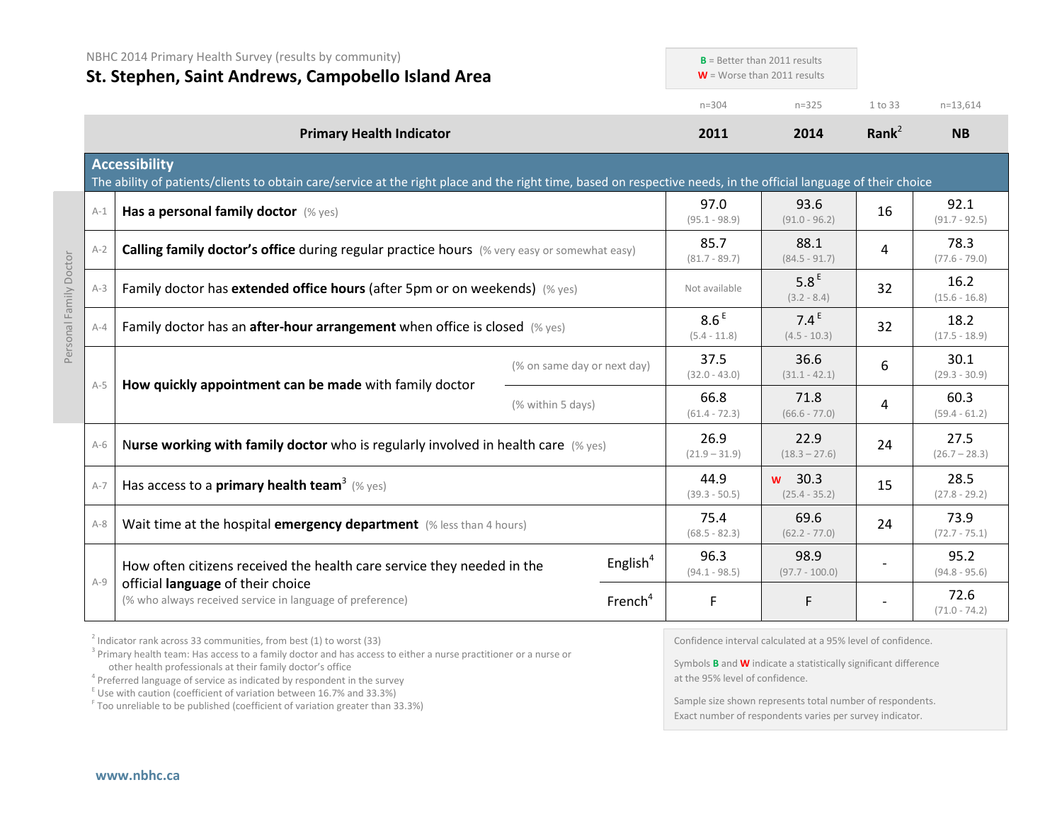NBHC 2014 Primary Health Survey (results by community)

# St. Stephen, Saint Andrews, Campobello Island Area

**B** = Better than 2011 results
**W** = Worse than 2011 results

| | Primary Health Indicator | | 2011 (n=304) | 2014 (n=325) | Rank[2] (1 to 33) | NB (n=13,614) |
|---|---|---|---|---|---|---|
| **Accessibility** | The ability of patients/clients to obtain care/service at the right place and the right time, based on respective needs, in the official language of their choice | | | | | |
| A-1 | **Has a personal family doctor** (% yes) | | 97.0 (95.1 - 98.9) | 93.6 (91.0 - 96.2) | 16 | 92.1 (91.7 - 92.5) |
| A-2 | **Calling family doctor's office** during regular practice hours (% very easy or somewhat easy) | | 85.7 (81.7 - 89.7) | 88.1 (84.5 - 91.7) | 4 | 78.3 (77.6 - 79.0) |
| A-3 | Family doctor has **extended office hours** (after 5pm or on weekends) (% yes) | | Not available | 5.8 E (3.2 - 8.4) | 32 | 16.2 (15.6 - 16.8) |
| A-4 | Family doctor has an **after-hour arrangement** when office is closed (% yes) | | 8.6 E (5.4 - 11.8) | 7.4 E (4.5 - 10.3) | 32 | 18.2 (17.5 - 18.9) |
| A-5 | **How quickly appointment can be made** with family doctor | (% on same day or next day) | 37.5 (32.0 - 43.0) | 36.6 (31.1 - 42.1) | 6 | 30.1 (29.3 - 30.9) |
| | | (% within 5 days) | 66.8 (61.4 - 72.3) | 71.8 (66.6 - 77.0) | 4 | 60.3 (59.4 - 61.2) |
| A-6 | **Nurse working with family doctor** who is regularly involved in health care (% yes) | | 26.9 (21.9 – 31.9) | 22.9 (18.3 – 27.6) | 24 | 27.5 (26.7 – 28.3) |
| A-7 | Has access to a **primary health team**[3] (% yes) | | 44.9 (39.3 - 50.5) | W 30.3 (25.4 - 35.2) | 15 | 28.5 (27.8 - 29.2) |
| A-8 | Wait time at the hospital **emergency department** (% less than 4 hours) | | 75.4 (68.5 - 82.3) | 69.6 (62.2 - 77.0) | 24 | 73.9 (72.7 - 75.1) |
| A-9 | How often citizens received the health care service they needed in the official **language** of their choice (% who always received service in language of preference) | English[4] | 96.3 (94.1 - 98.5) | 98.9 (97.7 - 100.0) | - | 95.2 (94.8 - 95.6) |
| | | French[4] | F | F | - | 72.6 (71.0 - 74.2) |

Personal Family Doctor: A-1 to A-5

[2] Indicator rank across 33 communities, from best (1) to worst (33)
[3] Primary health team: Has access to a family doctor and has access to either a nurse practitioner or a nurse or other health professionals at their family doctor's office
[4] Preferred language of service as indicated by respondent in the survey
[E] Use with caution (coefficient of variation between 16.7% and 33.3%)
[F] Too unreliable to be published (coefficient of variation greater than 33.3%)

Confidence interval calculated at a 95% level of confidence.

Symbols **B** and **W** indicate a statistically significant difference at the 95% level of confidence.

Sample size shown represents total number of respondents. Exact number of respondents varies per survey indicator.

www.nbhc.ca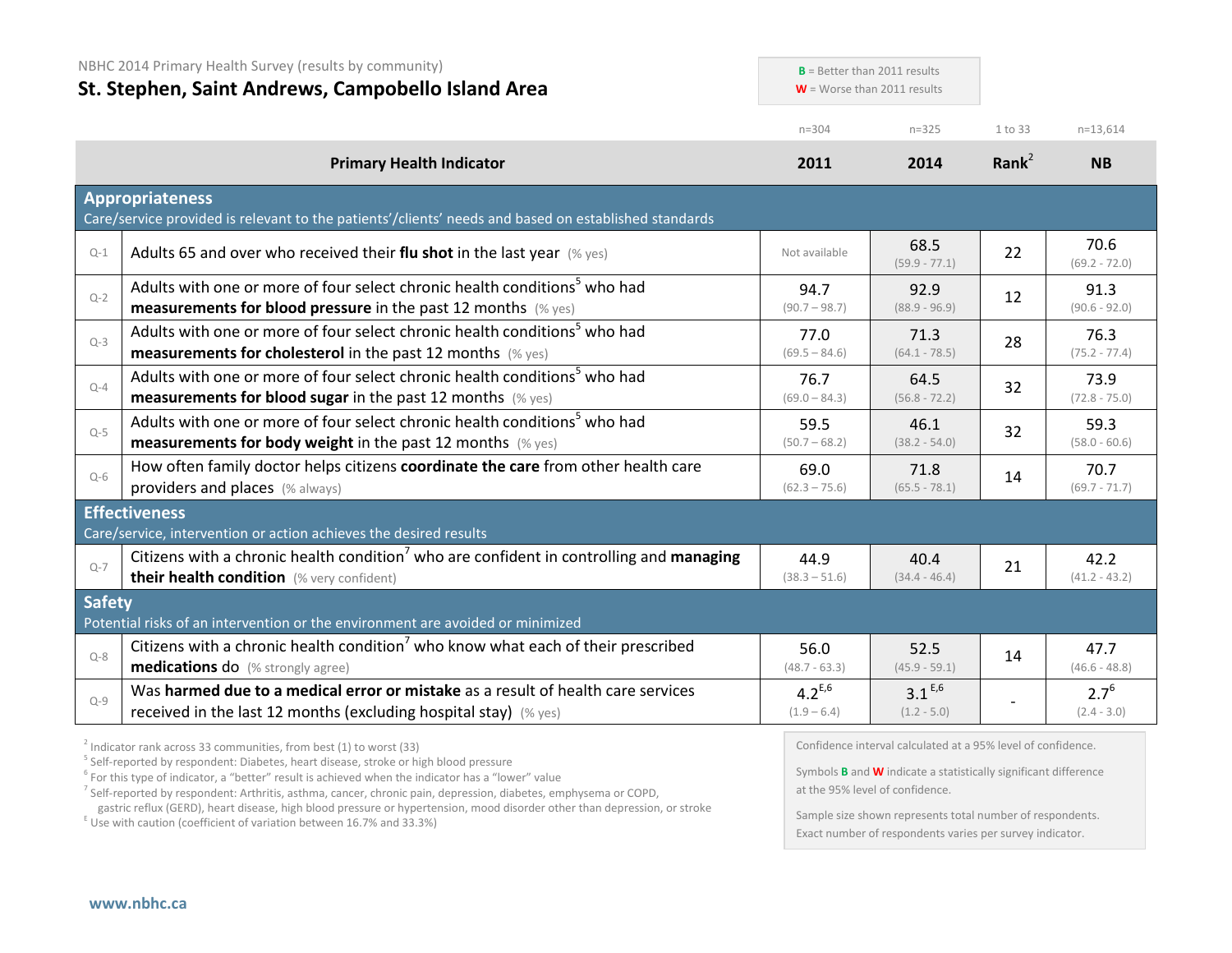NBHC 2014 Primary Health Survey (results by community)

# St. Stephen, Saint Andrews, Campobello Island Area

**B** = Better than 2011 results
**W** = Worse than 2011 results

| | Primary Health Indicator | 2011 (n=304) | 2014 (n=325) | Rank[2] (1 to 33) | NB (n=13,614) |
|---|---|---|---|---|---|
| | **Appropriateness** Care/service provided is relevant to the patients'/clients' needs and based on established standards | | | | |
| Q-1 | Adults 65 and over who received their **flu shot** in the last year (% yes) | Not available | 68.5 (59.9 - 77.1) | 22 | 70.6 (69.2 - 72.0) |
| Q-2 | Adults with one or more of four select chronic health conditions[5] who had **measurements for blood pressure** in the past 12 months (% yes) | 94.7 (90.7 – 98.7) | 92.9 (88.9 - 96.9) | 12 | 91.3 (90.6 - 92.0) |
| Q-3 | Adults with one or more of four select chronic health conditions[5] who had **measurements for cholesterol** in the past 12 months (% yes) | 77.0 (69.5 – 84.6) | 71.3 (64.1 - 78.5) | 28 | 76.3 (75.2 - 77.4) |
| Q-4 | Adults with one or more of four select chronic health conditions[5] who had **measurements for blood sugar** in the past 12 months (% yes) | 76.7 (69.0 – 84.3) | 64.5 (56.8 - 72.2) | 32 | 73.9 (72.8 - 75.0) |
| Q-5 | Adults with one or more of four select chronic health conditions[5] who had **measurements for body weight** in the past 12 months (% yes) | 59.5 (50.7 – 68.2) | 46.1 (38.2 - 54.0) | 32 | 59.3 (58.0 - 60.6) |
| Q-6 | How often family doctor helps citizens **coordinate the care** from other health care providers and places (% always) | 69.0 (62.3 – 75.6) | 71.8 (65.5 - 78.1) | 14 | 70.7 (69.7 - 71.7) |
| | **Effectiveness** Care/service, intervention or action achieves the desired results | | | | |
| Q-7 | Citizens with a chronic health condition[7] who are confident in controlling and **managing their health condition** (% very confident) | 44.9 (38.3 – 51.6) | 40.4 (34.4 - 46.4) | 21 | 42.2 (41.2 - 43.2) |
| | **Safety** Potential risks of an intervention or the environment are avoided or minimized | | | | |
| Q-8 | Citizens with a chronic health condition[7] who know what each of their prescribed **medications** do (% strongly agree) | 56.0 (48.7 - 63.3) | 52.5 (45.9 - 59.1) | 14 | 47.7 (46.6 - 48.8) |
| Q-9 | Was **harmed due to a medical error or mistake** as a result of health care services received in the last 12 months (excluding hospital stay) (% yes) | 4.2[E,6] (1.9 – 6.4) | 3.1[E,6] (1.2 - 5.0) | - | 2.7[6] (2.4 - 3.0) |

[2] Indicator rank across 33 communities, from best (1) to worst (33)
[5] Self-reported by respondent: Diabetes, heart disease, stroke or high blood pressure
[6] For this type of indicator, a "better" result is achieved when the indicator has a "lower" value
[7] Self-reported by respondent: Arthritis, asthma, cancer, chronic pain, depression, diabetes, emphysema or COPD, gastric reflux (GERD), heart disease, high blood pressure or hypertension, mood disorder other than depression, or stroke
[E] Use with caution (coefficient of variation between 16.7% and 33.3%)

Confidence interval calculated at a 95% level of confidence.

Symbols **B** and **W** indicate a statistically significant difference at the 95% level of confidence.

Sample size shown represents total number of respondents. Exact number of respondents varies per survey indicator.

www.nbhc.ca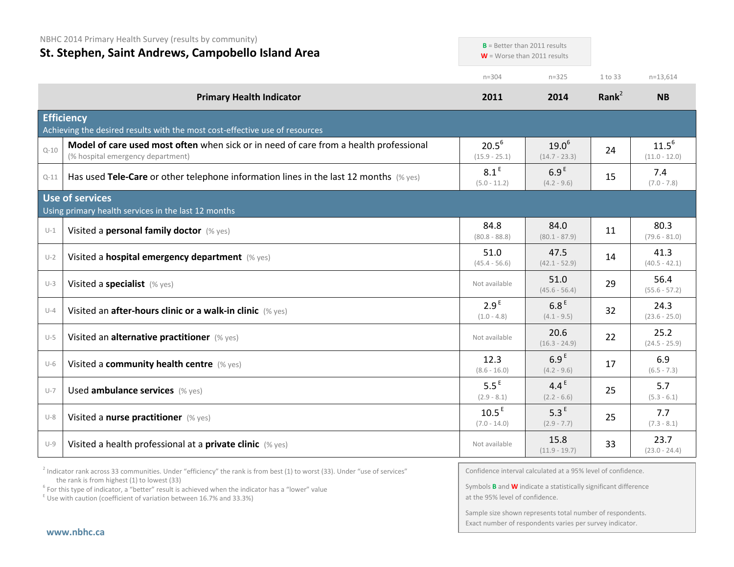NBHC 2014 Primary Health Survey (results by community)

# St. Stephen, Saint Andrews, Campobello Island Area

**B** = Better than 2011 results
**W** = Worse than 2011 results

| | Primary Health Indicator | 2011 (n=304) | 2014 (n=325) | Rank[2] (1 to 33) | NB (n=13,614) |
|---|---|---|---|---|---|
| | **Efficiency** Achieving the desired results with the most cost-effective use of resources | | | | |
| Q-10 | **Model of care used most often** when sick or in need of care from a health professional (% hospital emergency department) | 20.5[6] (15.9 - 25.1) | 19.0[6] (14.7 - 23.3) | 24 | 11.5[6] (11.0 - 12.0) |
| Q-11 | Has used **Tele-Care** or other telephone information lines in the last 12 months (% yes) | 8.1[E] (5.0 - 11.2) | 6.9[E] (4.2 - 9.6) | 15 | 7.4 (7.0 - 7.8) |
| | **Use of services** Using primary health services in the last 12 months | | | | |
| U-1 | Visited a **personal family doctor** (% yes) | 84.8 (80.8 - 88.8) | 84.0 (80.1 - 87.9) | 11 | 80.3 (79.6 - 81.0) |
| U-2 | Visited a **hospital emergency department** (% yes) | 51.0 (45.4 - 56.6) | 47.5 (42.1 - 52.9) | 14 | 41.3 (40.5 - 42.1) |
| U-3 | Visited a **specialist** (% yes) | Not available | 51.0 (45.6 - 56.4) | 29 | 56.4 (55.6 - 57.2) |
| U-4 | Visited an **after-hours clinic or a walk-in clinic** (% yes) | 2.9[E] (1.0 - 4.8) | 6.8[E] (4.1 - 9.5) | 32 | 24.3 (23.6 - 25.0) |
| U-5 | Visited an **alternative practitioner** (% yes) | Not available | 20.6 (16.3 - 24.9) | 22 | 25.2 (24.5 - 25.9) |
| U-6 | Visited a **community health centre** (% yes) | 12.3 (8.6 - 16.0) | 6.9[E] (4.2 - 9.6) | 17 | 6.9 (6.5 - 7.3) |
| U-7 | Used **ambulance services** (% yes) | 5.5[E] (2.9 - 8.1) | 4.4[E] (2.2 - 6.6) | 25 | 5.7 (5.3 - 6.1) |
| U-8 | Visited a **nurse practitioner** (% yes) | 10.5[E] (7.0 - 14.0) | 5.3[E] (2.9 - 7.7) | 25 | 7.7 (7.3 - 8.1) |
| U-9 | Visited a health professional at a **private clinic** (% yes) | Not available | 15.8 (11.9 - 19.7) | 33 | 23.7 (23.0 - 24.4) |

[2] Indicator rank across 33 communities. Under "efficiency" the rank is from best (1) to worst (33). Under "use of services" the rank is from highest (1) to lowest (33)

[6] For this type of indicator, a "better" result is achieved when the indicator has a "lower" value

[E] Use with caution (coefficient of variation between 16.7% and 33.3%)

Confidence interval calculated at a 95% level of confidence.

Symbols **B** and **W** indicate a statistically significant difference at the 95% level of confidence.

Sample size shown represents total number of respondents. Exact number of respondents varies per survey indicator.

www.nbhc.ca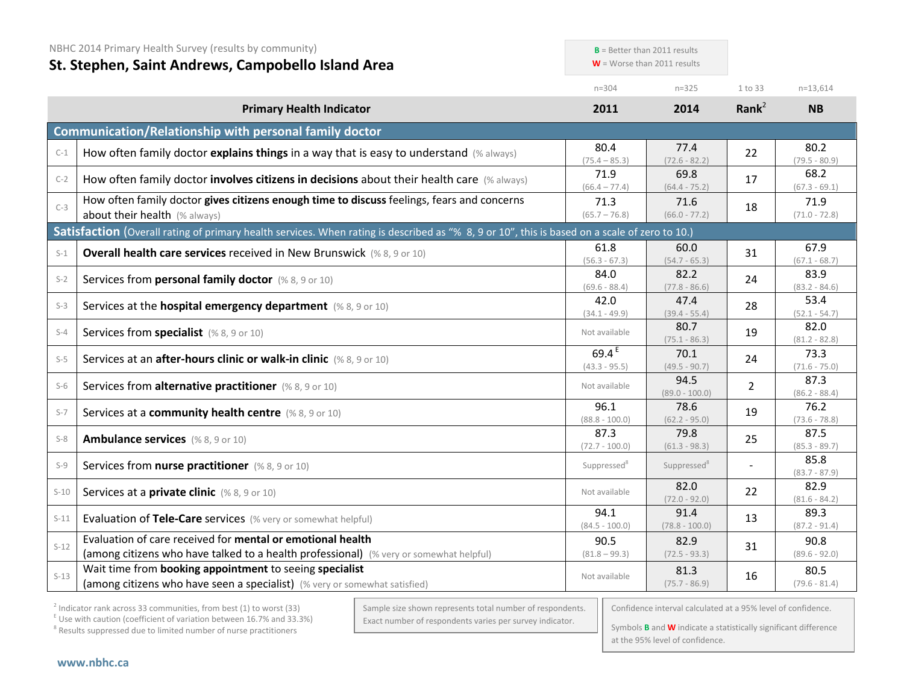NBHC 2014 Primary Health Survey (results by community)

# St. Stephen, Saint Andrews, Campobello Island Area

**B** = Better than 2011 results
**W** = Worse than 2011 results

| | Primary Health Indicator | 2011 (n=304) | 2014 (n=325) | Rank[2] (1 to 33) | NB (n=13,614) |
|---|---|---|---|---|---|
| | **Communication/Relationship with personal family doctor** | | | | |
| C-1 | How often family doctor **explains things** in a way that is easy to understand (% always) | 80.4 (75.4 – 85.3) | 77.4 (72.6 - 82.2) | 22 | 80.2 (79.5 - 80.9) |
| C-2 | How often family doctor **involves citizens in decisions** about their health care (% always) | 71.9 (66.4 – 77.4) | 69.8 (64.4 - 75.2) | 17 | 68.2 (67.3 - 69.1) |
| C-3 | How often family doctor **gives citizens enough time to discuss** feelings, fears and concerns about their health (% always) | 71.3 (65.7 – 76.8) | 71.6 (66.0 - 77.2) | 18 | 71.9 (71.0 - 72.8) |
| | **Satisfaction** (Overall rating of primary health services. When rating is described as "% 8, 9 or 10", this is based on a scale of zero to 10.) | | | | |
| S-1 | **Overall health care services** received in New Brunswick (% 8, 9 or 10) | 61.8 (56.3 - 67.3) | 60.0 (54.7 - 65.3) | 31 | 67.9 (67.1 - 68.7) |
| S-2 | Services from **personal family doctor** (% 8, 9 or 10) | 84.0 (69.6 - 88.4) | 82.2 (77.8 - 86.6) | 24 | 83.9 (83.2 - 84.6) |
| S-3 | Services at the **hospital emergency department** (% 8, 9 or 10) | 42.0 (34.1 - 49.9) | 47.4 (39.4 - 55.4) | 28 | 53.4 (52.1 - 54.7) |
| S-4 | Services from **specialist** (% 8, 9 or 10) | Not available | 80.7 (75.1 - 86.3) | 19 | 82.0 (81.2 - 82.8) |
| S-5 | Services at an **after-hours clinic or walk-in clinic** (% 8, 9 or 10) | 69.4[E] (43.3 - 95.5) | 70.1 (49.5 - 90.7) | 24 | 73.3 (71.6 - 75.0) |
| S-6 | Services from **alternative practitioner** (% 8, 9 or 10) | Not available | 94.5 (89.0 - 100.0) | 2 | 87.3 (86.2 - 88.4) |
| S-7 | Services at a **community health centre** (% 8, 9 or 10) | 96.1 (88.8 - 100.0) | 78.6 (62.2 - 95.0) | 19 | 76.2 (73.6 - 78.8) |
| S-8 | **Ambulance services** (% 8, 9 or 10) | 87.3 (72.7 - 100.0) | 79.8 (61.3 - 98.3) | 25 | 87.5 (85.3 - 89.7) |
| S-9 | Services from **nurse practitioner** (% 8, 9 or 10) | Suppressed[8] | Suppressed[8] | - | 85.8 (83.7 - 87.9) |
| S-10 | Services at a **private clinic** (% 8, 9 or 10) | Not available | 82.0 (72.0 - 92.0) | 22 | 82.9 (81.6 - 84.2) |
| S-11 | Evaluation of **Tele-Care** services (% very or somewhat helpful) | 94.1 (84.5 - 100.0) | 91.4 (78.8 - 100.0) | 13 | 89.3 (87.2 - 91.4) |
| S-12 | Evaluation of care received for **mental or emotional health** (among citizens who have talked to a health professional) (% very or somewhat helpful) | 90.5 (81.8 – 99.3) | 82.9 (72.5 - 93.3) | 31 | 90.8 (89.6 - 92.0) |
| S-13 | Wait time from **booking appointment** to seeing **specialist** (among citizens who have seen a specialist) (% very or somewhat satisfied) | Not available | 81.3 (75.7 - 86.9) | 16 | 80.5 (79.6 - 81.4) |

[2] Indicator rank across 33 communities, from best (1) to worst (33)
[E] Use with caution (coefficient of variation between 16.7% and 33.3%)
[8] Results suppressed due to limited number of nurse practitioners

Sample size shown represents total number of respondents. Exact number of respondents varies per survey indicator.

Confidence interval calculated at a 95% level of confidence.

Symbols **B** and **W** indicate a statistically significant difference at the 95% level of confidence.

www.nbhc.ca